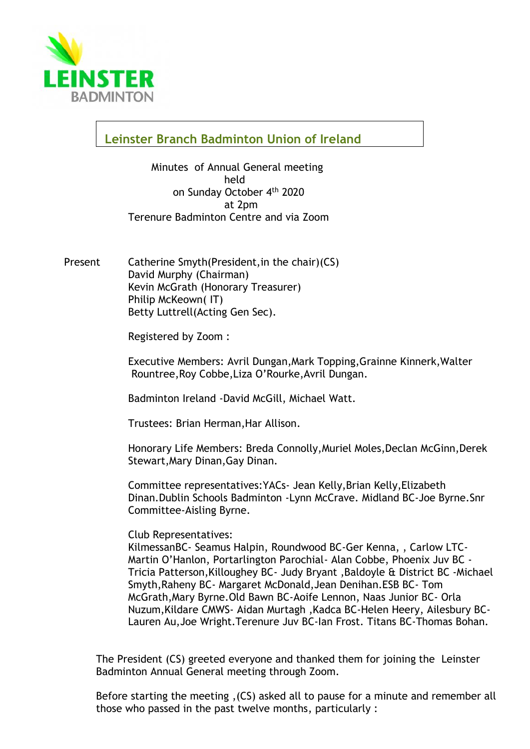LEINSTER BADMINTON

# Leinster Branch Badminton Union of Ireland

Minutes of Annual General meeting
held
on Sunday October 4th 2020
at 2pm
Terenure Badminton Centre and via Zoom

Present

Catherine Smyth(President,in the chair)(CS)
David Murphy (Chairman)
Kevin McGrath (Honorary Treasurer)
Philip McKeown( IT)
Betty Luttrell(Acting Gen Sec).

Registered by Zoom :

Executive Members: Avril Dungan,Mark Topping,Grainne Kinnerk,Walter Rountree,Roy Cobbe,Liza O'Rourke,Avril Dungan.

Badminton Ireland -David McGill, Michael Watt.

Trustees: Brian Herman,Har Allison.

Honorary Life Members: Breda Connolly,Muriel Moles,Declan McGinn,Derek Stewart,Mary Dinan,Gay Dinan.

Committee representatives:YACs- Jean Kelly,Brian Kelly,Elizabeth Dinan.Dublin Schools Badminton -Lynn McCrave. Midland BC-Joe Byrne.Snr Committee-Aisling Byrne.

Club Representatives:
KilmessanBC- Seamus Halpin, Roundwood BC-Ger Kenna, , Carlow LTC-Martin O'Hanlon, Portarlington Parochial- Alan Cobbe, Phoenix Juv BC -Tricia Patterson,Killoughey BC- Judy Bryant ,Baldoyle & District BC -Michael Smyth,Raheny BC- Margaret McDonald,Jean Denihan.ESB BC- Tom McGrath,Mary Byrne.Old Bawn BC-Aoife Lennon, Naas Junior BC- Orla Nuzum,Kildare CMWS- Aidan Murtagh ,Kadca BC-Helen Heery, Ailesbury BC-Lauren Au,Joe Wright.Terenure Juv BC-Ian Frost. Titans BC-Thomas Bohan.

The President (CS) greeted everyone and thanked them for joining the Leinster Badminton Annual General meeting through Zoom.

Before starting the meeting ,(CS) asked all to pause for a minute and remember all those who passed in the past twelve months, particularly :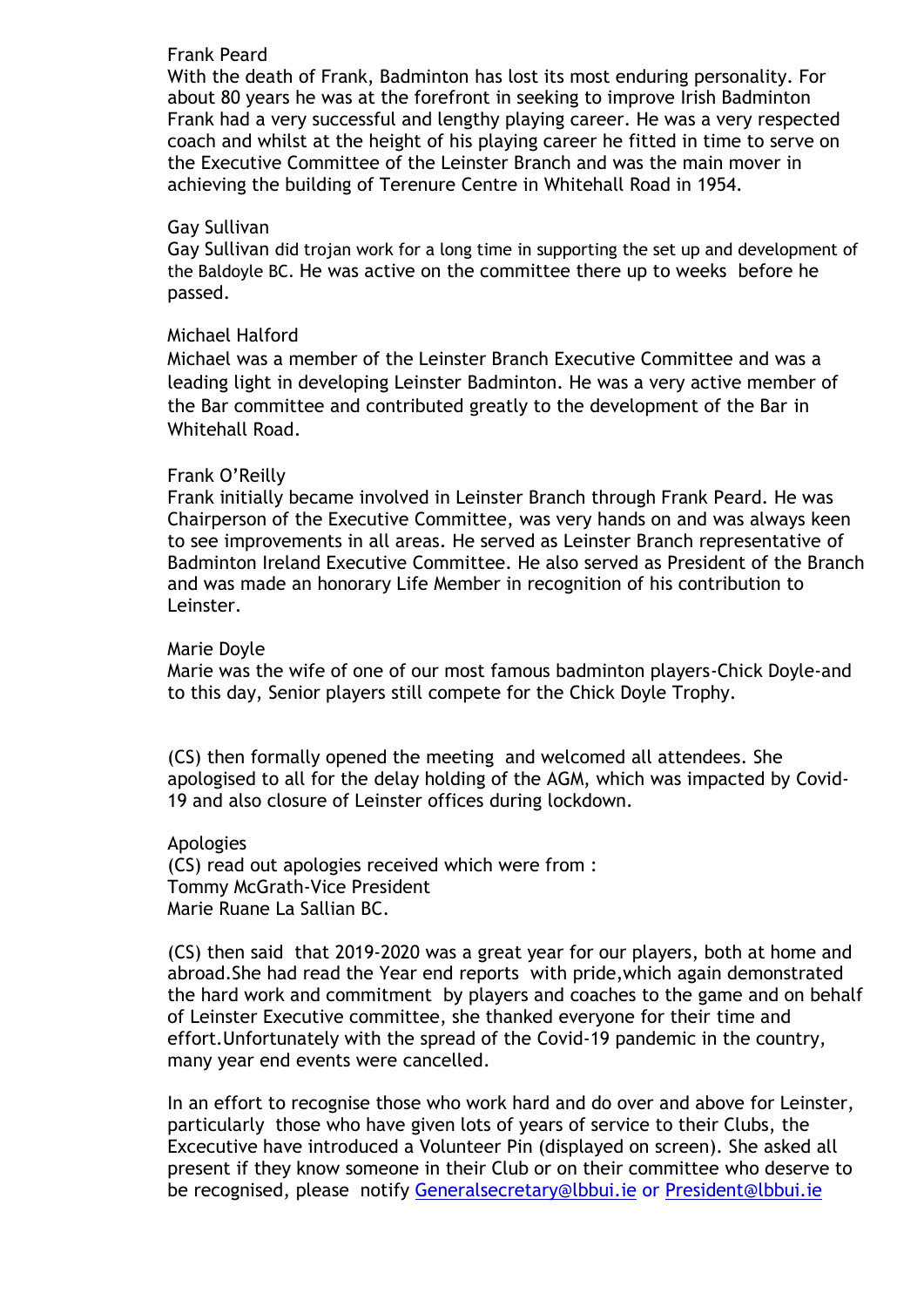Frank Peard

With the death of Frank, Badminton has lost its most enduring personality. For about 80 years he was at the forefront in seeking to improve Irish Badminton Frank had a very successful and lengthy playing career. He was a very respected coach and whilst at the height of his playing career he fitted in time to serve on the Executive Committee of the Leinster Branch and was the main mover in achieving the building of Terenure Centre in Whitehall Road in 1954.

Gay Sullivan

Gay Sullivan did trojan work for a long time in supporting the set up and development of the Baldoyle BC. He was active on the committee there up to weeks before he passed.

Michael Halford

Michael was a member of the Leinster Branch Executive Committee and was a leading light in developing Leinster Badminton. He was a very active member of the Bar committee and contributed greatly to the development of the Bar in Whitehall Road.

Frank O'Reilly

Frank initially became involved in Leinster Branch through Frank Peard. He was Chairperson of the Executive Committee, was very hands on and was always keen to see improvements in all areas. He served as Leinster Branch representative of Badminton Ireland Executive Committee. He also served as President of the Branch and was made an honorary Life Member in recognition of his contribution to Leinster.

Marie Doyle

Marie was the wife of one of our most famous badminton players-Chick Doyle-and to this day, Senior players still compete for the Chick Doyle Trophy.

(CS) then formally opened the meeting and welcomed all attendees. She apologised to all for the delay holding of the AGM, which was impacted by Covid-19 and also closure of Leinster offices during lockdown.

Apologies

(CS) read out apologies received which were from :
Tommy McGrath-Vice President
Marie Ruane La Sallian BC.

(CS) then said that 2019-2020 was a great year for our players, both at home and abroad.She had read the Year end reports with pride,which again demonstrated the hard work and commitment by players and coaches to the game and on behalf of Leinster Executive committee, she thanked everyone for their time and effort.Unfortunately with the spread of the Covid-19 pandemic in the country, many year end events were cancelled.

In an effort to recognise those who work hard and do over and above for Leinster, particularly those who have given lots of years of service to their Clubs, the Excecutive have introduced a Volunteer Pin (displayed on screen). She asked all present if they know someone in their Club or on their committee who deserve to be recognised, please notify Generalsecretary@lbbui.ie or President@lbbui.ie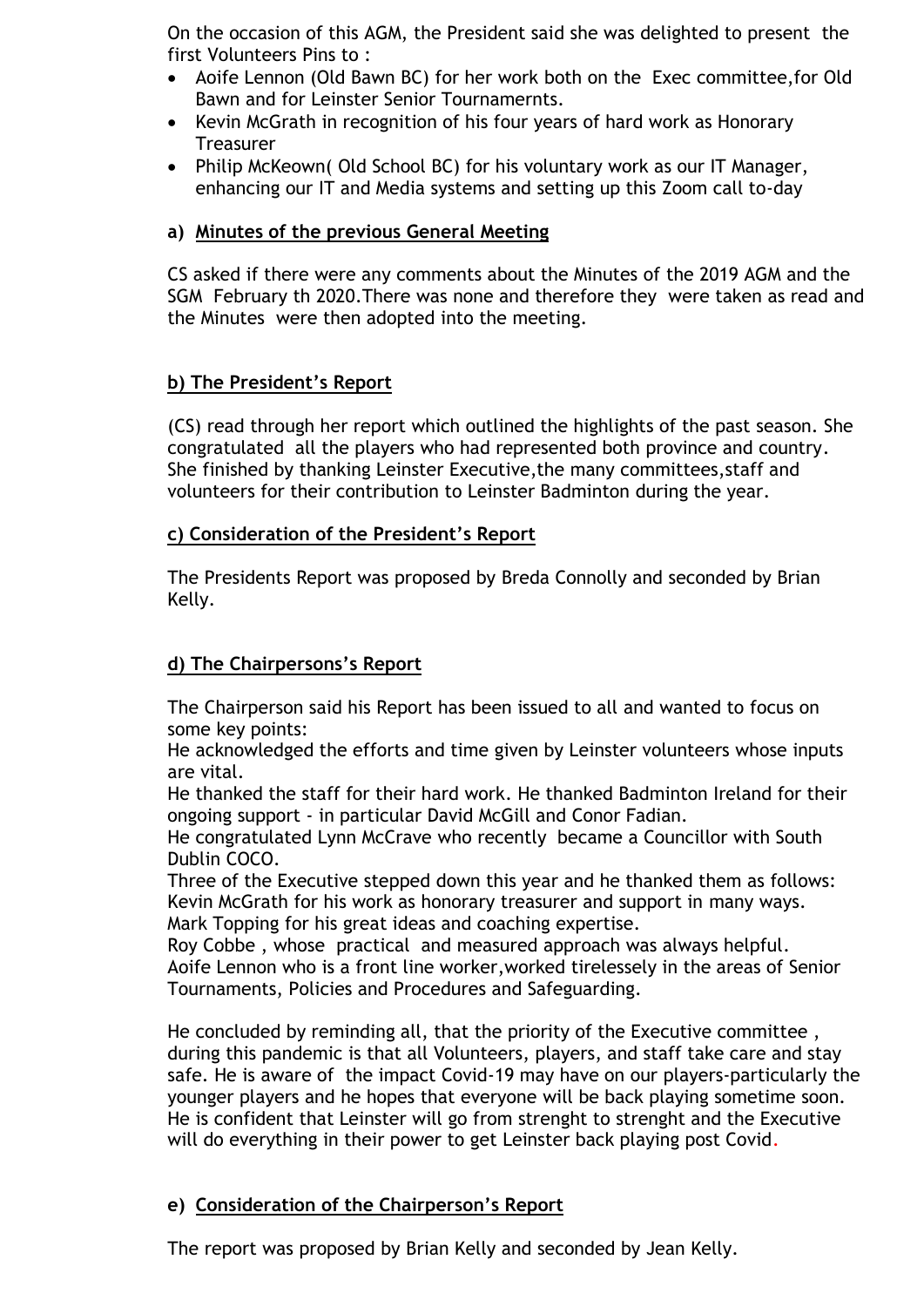On the occasion of this AGM, the President said she was delighted to present the first Volunteers Pins to :

- Aoife Lennon (Old Bawn BC) for her work both on the Exec committee,for Old Bawn and for Leinster Senior Tournamernts.
- Kevin McGrath in recognition of his four years of hard work as Honorary Treasurer
- Philip McKeown( Old School BC) for his voluntary work as our IT Manager, enhancing our IT and Media systems and setting up this Zoom call to-day

**a) Minutes of the previous General Meeting**

CS asked if there were any comments about the Minutes of the 2019 AGM and the SGM February th 2020.There was none and therefore they were taken as read and the Minutes were then adopted into the meeting.

**b) The President's Report**

(CS) read through her report which outlined the highlights of the past season. She congratulated all the players who had represented both province and country. She finished by thanking Leinster Executive,the many committees,staff and volunteers for their contribution to Leinster Badminton during the year.

**c) Consideration of the President's Report**

The Presidents Report was proposed by Breda Connolly and seconded by Brian Kelly.

**d) The Chairpersons's Report**

The Chairperson said his Report has been issued to all and wanted to focus on some key points:
He acknowledged the efforts and time given by Leinster volunteers whose inputs are vital.
He thanked the staff for their hard work. He thanked Badminton Ireland for their ongoing support - in particular David McGill and Conor Fadian.
He congratulated Lynn McCrave who recently became a Councillor with South Dublin COCO.
Three of the Executive stepped down this year and he thanked them as follows:
Kevin McGrath for his work as honorary treasurer and support in many ways.
Mark Topping for his great ideas and coaching expertise.
Roy Cobbe , whose practical and measured approach was always helpful.
Aoife Lennon who is a front line worker,worked tirelessely in the areas of Senior Tournaments, Policies and Procedures and Safeguarding.

He concluded by reminding all, that the priority of the Executive committee , during this pandemic is that all Volunteers, players, and staff take care and stay safe. He is aware of the impact Covid-19 may have on our players-particularly the younger players and he hopes that everyone will be back playing sometime soon. He is confident that Leinster will go from strenght to strenght and the Executive will do everything in their power to get Leinster back playing post Covid.

**e) Consideration of the Chairperson's Report**

The report was proposed by Brian Kelly and seconded by Jean Kelly.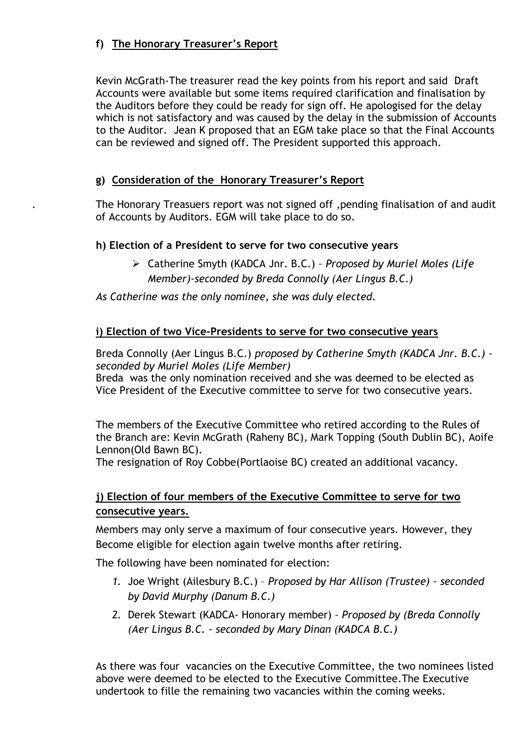#### f) **The Honorary Treasurer's Report**

Kevin McGrath-The treasurer read the key points from his report and said Draft Accounts were available but some items required clarification and finalisation by the Auditors before they could be ready for sign off. He apologised for the delay which is not satisfactory and was caused by the delay in the submission of Accounts to the Auditor. Jean K proposed that an EGM take place so that the Final Accounts can be reviewed and signed off. The President supported this approach.

#### g) **Consideration of the Honorary Treasurer's Report**

. The Honorary Treasuers report was not signed off ,pending finalisation of and audit of Accounts by Auditors. EGM will take place to do so.

#### h) Election of a President to serve for two consecutive years

- Catherine Smyth (KADCA Jnr. B.C.) – *Proposed by Muriel Moles (Life Member)-seconded by Breda Connolly (Aer Lingus B.C.)*

*As Catherine was the only nominee, she was duly elected.*

#### **i) Election of two Vice-Presidents to serve for two consecutive years**

Breda Connolly (Aer Lingus B.C.) *proposed by Catherine Smyth (KADCA Jnr. B.C.) - seconded by Muriel Moles (Life Member)*
Breda was the only nomination received and she was deemed to be elected as Vice President of the Executive committee to serve for two consecutive years.

The members of the Executive Committee who retired according to the Rules of the Branch are: Kevin McGrath (Raheny BC), Mark Topping (South Dublin BC), Aoife Lennon(Old Bawn BC).
The resignation of Roy Cobbe(Portlaoise BC) created an additional vacancy.

#### **j) Election of four members of the Executive Committee to serve for two consecutive years.**

Members may only serve a maximum of four consecutive years. However, they Become eligible for election again twelve months after retiring.

The following have been nominated for election:

1. Joe Wright (Ailesbury B.C.) – *Proposed by Har Allison (Trustee) – seconded by David Murphy (Danum B.C.)*
2. Derek Stewart (KADCA- Honorary member) – *Proposed by (Breda Connolly (Aer Lingus B.C. - seconded by Mary Dinan (KADCA B.C.)*

As there was four vacancies on the Executive Committee, the two nominees listed above were deemed to be elected to the Executive Committee.The Executive undertook to fille the remaining two vacancies within the coming weeks.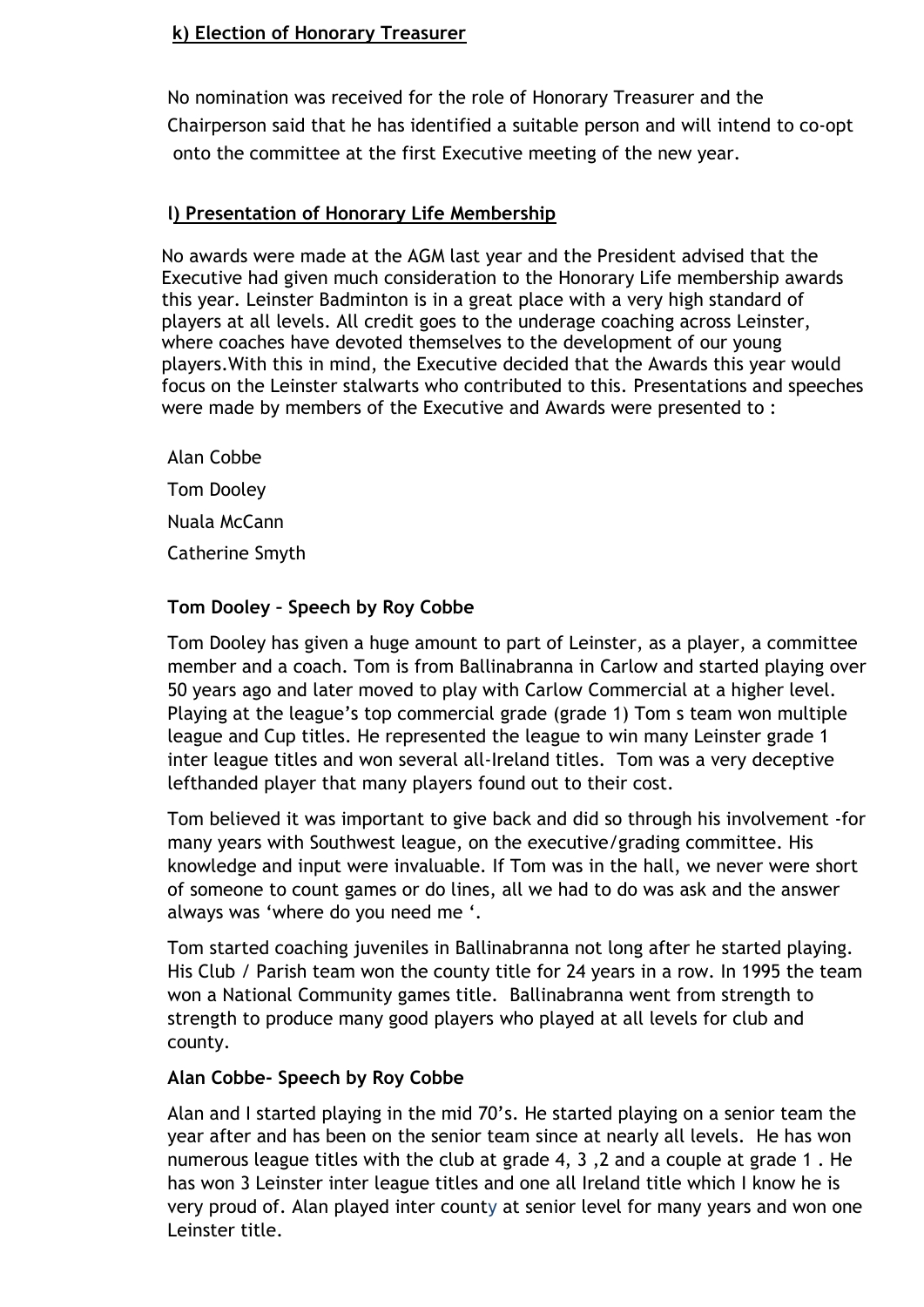**k) Election of Honorary Treasurer**

No nomination was received for the role of Honorary Treasurer and the Chairperson said that he has identified a suitable person and will intend to co-opt onto the committee at the first Executive meeting of the new year.

**l) Presentation of Honorary Life Membership**

No awards were made at the AGM last year and the President advised that the Executive had given much consideration to the Honorary Life membership awards this year. Leinster Badminton is in a great place with a very high standard of players at all levels. All credit goes to the underage coaching across Leinster, where coaches have devoted themselves to the development of our young players.With this in mind, the Executive decided that the Awards this year would focus on the Leinster stalwarts who contributed to this. Presentations and speeches were made by members of the Executive and Awards were presented to :

Alan Cobbe

Tom Dooley

Nuala McCann

Catherine Smyth

**Tom Dooley – Speech by Roy Cobbe**

Tom Dooley has given a huge amount to part of Leinster, as a player, a committee member and a coach. Tom is from Ballinabranna in Carlow and started playing over 50 years ago and later moved to play with Carlow Commercial at a higher level. Playing at the league's top commercial grade (grade 1) Tom s team won multiple league and Cup titles. He represented the league to win many Leinster grade 1 inter league titles and won several all-Ireland titles. Tom was a very deceptive lefthanded player that many players found out to their cost.

Tom believed it was important to give back and did so through his involvement -for many years with Southwest league, on the executive/grading committee. His knowledge and input were invaluable. If Tom was in the hall, we never were short of someone to count games or do lines, all we had to do was ask and the answer always was 'where do you need me '.

Tom started coaching juveniles in Ballinabranna not long after he started playing. His Club / Parish team won the county title for 24 years in a row. In 1995 the team won a National Community games title. Ballinabranna went from strength to strength to produce many good players who played at all levels for club and county.

**Alan Cobbe- Speech by Roy Cobbe**

Alan and I started playing in the mid 70's. He started playing on a senior team the year after and has been on the senior team since at nearly all levels. He has won numerous league titles with the club at grade 4, 3 ,2 and a couple at grade 1 . He has won 3 Leinster inter league titles and one all Ireland title which I know he is very proud of. Alan played inter county at senior level for many years and won one Leinster title.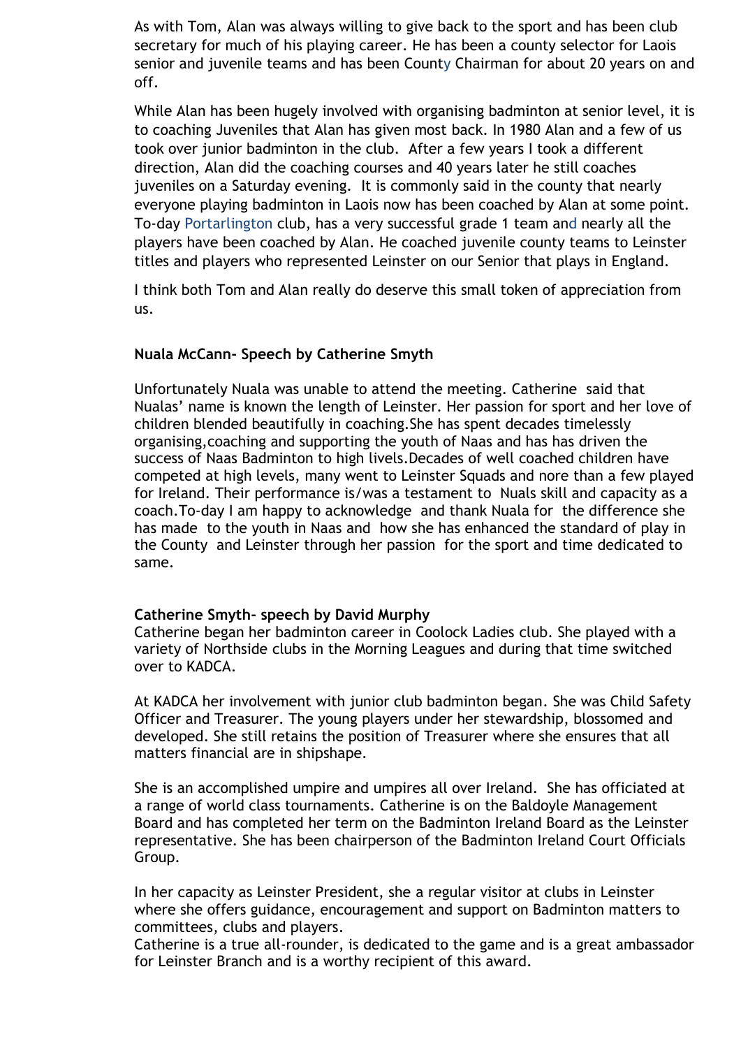As with Tom, Alan was always willing to give back to the sport and has been club secretary for much of his playing career. He has been a county selector for Laois senior and juvenile teams and has been County Chairman for about 20 years on and off.

While Alan has been hugely involved with organising badminton at senior level, it is to coaching Juveniles that Alan has given most back. In 1980 Alan and a few of us took over junior badminton in the club. After a few years I took a different direction, Alan did the coaching courses and 40 years later he still coaches juveniles on a Saturday evening. It is commonly said in the county that nearly everyone playing badminton in Laois now has been coached by Alan at some point. To-day Portarlington club, has a very successful grade 1 team and nearly all the players have been coached by Alan. He coached juvenile county teams to Leinster titles and players who represented Leinster on our Senior that plays in England.

I think both Tom and Alan really do deserve this small token of appreciation from us.

**Nuala McCann- Speech by Catherine Smyth**

Unfortunately Nuala was unable to attend the meeting. Catherine said that Nualas' name is known the length of Leinster. Her passion for sport and her love of children blended beautifully in coaching.She has spent decades timelessly organising,coaching and supporting the youth of Naas and has has driven the success of Naas Badminton to high livels.Decades of well coached children have competed at high levels, many went to Leinster Squads and nore than a few played for Ireland. Their performance is/was a testament to Nuals skill and capacity as a coach.To-day I am happy to acknowledge and thank Nuala for the difference she has made to the youth in Naas and how she has enhanced the standard of play in the County and Leinster through her passion for the sport and time dedicated to same.

**Catherine Smyth- speech by David Murphy**

Catherine began her badminton career in Coolock Ladies club. She played with a variety of Northside clubs in the Morning Leagues and during that time switched over to KADCA.

At KADCA her involvement with junior club badminton began. She was Child Safety Officer and Treasurer. The young players under her stewardship, blossomed and developed. She still retains the position of Treasurer where she ensures that all matters financial are in shipshape.

She is an accomplished umpire and umpires all over Ireland. She has officiated at a range of world class tournaments. Catherine is on the Baldoyle Management Board and has completed her term on the Badminton Ireland Board as the Leinster representative. She has been chairperson of the Badminton Ireland Court Officials Group.

In her capacity as Leinster President, she a regular visitor at clubs in Leinster where she offers guidance, encouragement and support on Badminton matters to committees, clubs and players.

Catherine is a true all-rounder, is dedicated to the game and is a great ambassador for Leinster Branch and is a worthy recipient of this award.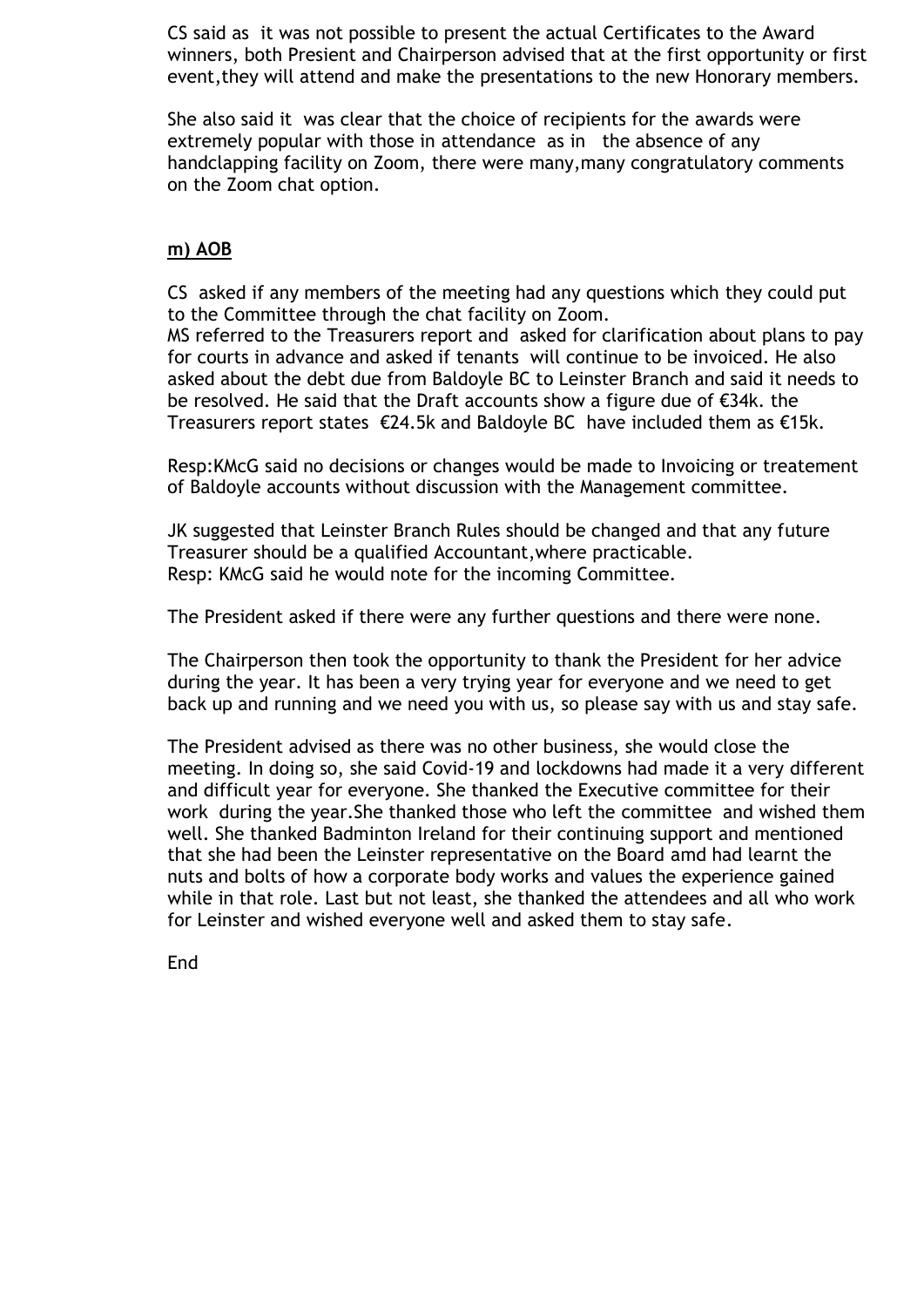CS said as it was not possible to present the actual Certificates to the Award winners, both Presient and Chairperson advised that at the first opportunity or first event,they will attend and make the presentations to the new Honorary members.

She also said it was clear that the choice of recipients for the awards were extremely popular with those in attendance as in the absence of any handclapping facility on Zoom, there were many,many congratulatory comments on the Zoom chat option.

**m) AOB**

CS asked if any members of the meeting had any questions which they could put to the Committee through the chat facility on Zoom.
MS referred to the Treasurers report and asked for clarification about plans to pay for courts in advance and asked if tenants will continue to be invoiced. He also asked about the debt due from Baldoyle BC to Leinster Branch and said it needs to be resolved. He said that the Draft accounts show a figure due of €34k. the Treasurers report states €24.5k and Baldoyle BC have included them as €15k.

Resp:KMcG said no decisions or changes would be made to Invoicing or treatement of Baldoyle accounts without discussion with the Management committee.

JK suggested that Leinster Branch Rules should be changed and that any future Treasurer should be a qualified Accountant,where practicable.
Resp: KMcG said he would note for the incoming Committee.

The President asked if there were any further questions and there were none.

The Chairperson then took the opportunity to thank the President for her advice during the year. It has been a very trying year for everyone and we need to get back up and running and we need you with us, so please say with us and stay safe.

The President advised as there was no other business, she would close the meeting. In doing so, she said Covid-19 and lockdowns had made it a very different and difficult year for everyone. She thanked the Executive committee for their work during the year.She thanked those who left the committee and wished them well. She thanked Badminton Ireland for their continuing support and mentioned that she had been the Leinster representative on the Board amd had learnt the nuts and bolts of how a corporate body works and values the experience gained while in that role. Last but not least, she thanked the attendees and all who work for Leinster and wished everyone well and asked them to stay safe.

End